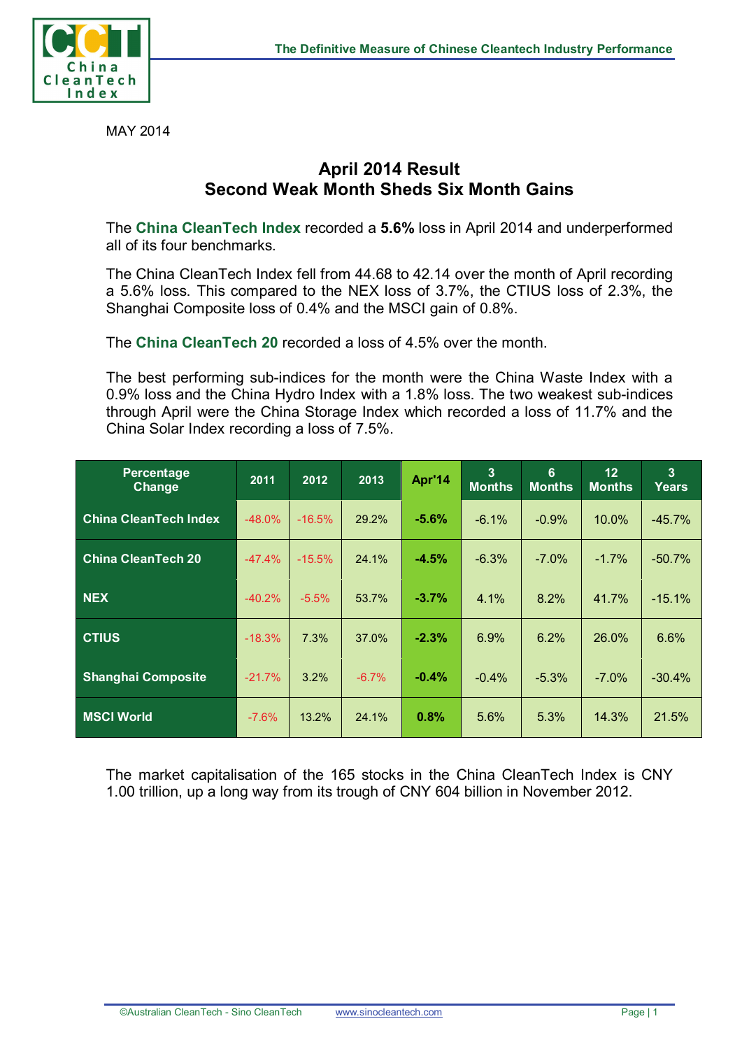MAY 2014

## April 2014 Result
## Second Weak Month Sheds Six Month Gains

The **China CleanTech Index** recorded a **5.6%** loss in April 2014 and underperformed all of its four benchmarks.

The China CleanTech Index fell from 44.68 to 42.14 over the month of April recording a 5.6% loss. This compared to the NEX loss of 3.7%, the CTIUS loss of 2.3%, the Shanghai Composite loss of 0.4% and the MSCI gain of 0.8%.

The **China CleanTech 20** recorded a loss of 4.5% over the month.

The best performing sub-indices for the month were the China Waste Index with a 0.9% loss and the China Hydro Index with a 1.8% loss. The two weakest sub-indices through April were the China Storage Index which recorded a loss of 11.7% and the China Solar Index recording a loss of 7.5%.

| Percentage Change | 2011 | 2012 | 2013 | Apr'14 | 3 Months | 6 Months | 12 Months | 3 Years |
|---|---|---|---|---|---|---|---|---|
| China CleanTech Index | -48.0% | -16.5% | 29.2% | **-5.6%** | -6.1% | -0.9% | 10.0% | -45.7% |
| China CleanTech 20 | -47.4% | -15.5% | 24.1% | **-4.5%** | -6.3% | -7.0% | -1.7% | -50.7% |
| NEX | -40.2% | -5.5% | 53.7% | **-3.7%** | 4.1% | 8.2% | 41.7% | -15.1% |
| CTIUS | -18.3% | 7.3% | 37.0% | **-2.3%** | 6.9% | 6.2% | 26.0% | 6.6% |
| Shanghai Composite | -21.7% | 3.2% | -6.7% | **-0.4%** | -0.4% | -5.3% | -7.0% | -30.4% |
| MSCI World | -7.6% | 13.2% | 24.1% | **0.8%** | 5.6% | 5.3% | 14.3% | 21.5% |

The market capitalisation of the 165 stocks in the China CleanTech Index is CNY 1.00 trillion, up a long way from its trough of CNY 604 billion in November 2012.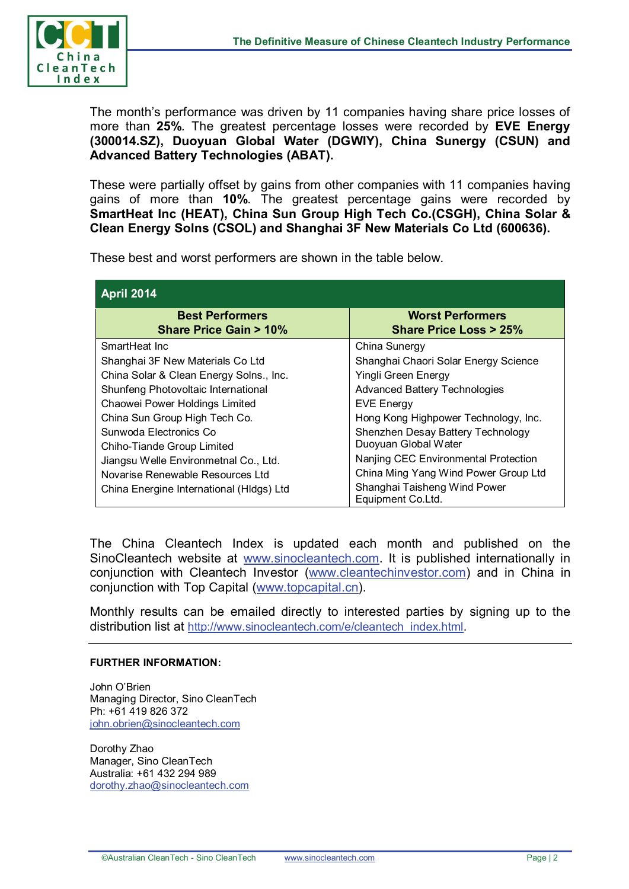The month's performance was driven by 11 companies having share price losses of more than **25%**. The greatest percentage losses were recorded by **EVE Energy (300014.SZ), Duoyuan Global Water (DGWIY), China Sunergy (CSUN) and Advanced Battery Technologies (ABAT).**

These were partially offset by gains from other companies with 11 companies having gains of more than **10%**. The greatest percentage gains were recorded by **SmartHeat Inc (HEAT), China Sun Group High Tech Co.(CSGH), China Solar & Clean Energy Solns (CSOL) and Shanghai 3F New Materials Co Ltd (600636).**

These best and worst performers are shown in the table below.

| April 2014 | |
|---|---|
| **Best Performers Share Price Gain > 10%** | **Worst Performers Share Price Loss > 25%** |
| SmartHeat Inc | China Sunergy |
| Shanghai 3F New Materials Co Ltd | Shanghai Chaori Solar Energy Science |
| China Solar & Clean Energy Solns., Inc. | Yingli Green Energy |
| Shunfeng Photovoltaic International | Advanced Battery Technologies |
| Chaowei Power Holdings Limited | EVE Energy |
| China Sun Group High Tech Co. | Hong Kong Highpower Technology, Inc. |
| Sunwoda Electronics Co | Shenzhen Desay Battery Technology |
| Chiho-Tiande Group Limited | Duoyuan Global Water |
| Jiangsu Welle Environmetnal Co., Ltd. | Nanjing CEC Environmental Protection |
| Novarise Renewable Resources Ltd | China Ming Yang Wind Power Group Ltd |
| China Energine International (Hldgs) Ltd | Shanghai Taisheng Wind Power Equipment Co.Ltd. |

The China Cleantech Index is updated each month and published on the SinoCleantech website at www.sinocleantech.com. It is published internationally in conjunction with Cleantech Investor (www.cleantechinvestor.com) and in China in conjunction with Top Capital (www.topcapital.cn).

Monthly results can be emailed directly to interested parties by signing up to the distribution list at http://www.sinocleantech.com/e/cleantech_index.html.

---

**FURTHER INFORMATION:**

John O'Brien
Managing Director, Sino CleanTech
Ph: +61 419 826 372
john.obrien@sinocleantech.com

Dorothy Zhao
Manager, Sino CleanTech
Australia: +61 432 294 989
dorothy.zhao@sinocleantech.com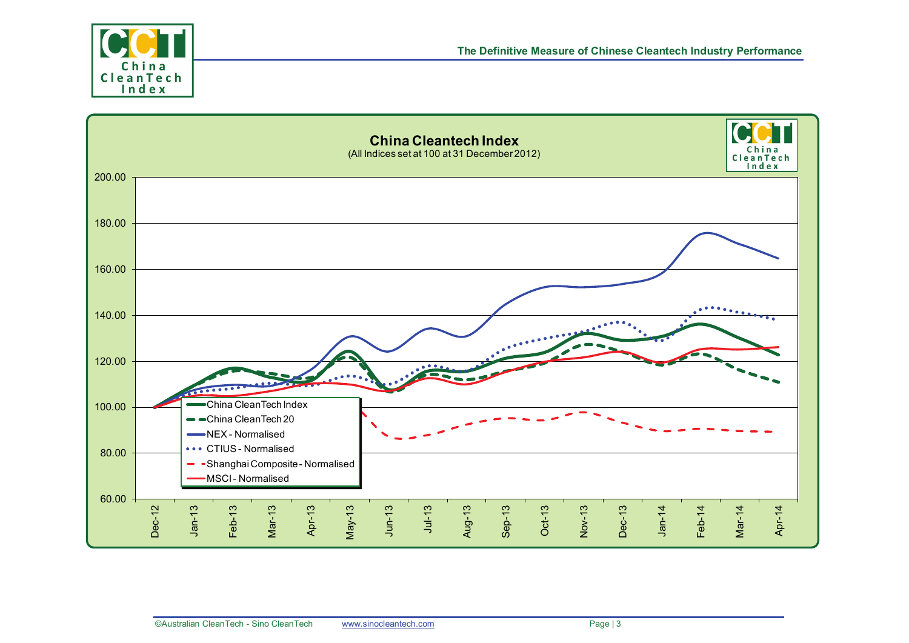The Definitive Measure of Chinese Cleantech Industry Performance

## China Cleantech Index

(All Indices set at 100 at 31 December 2012)

200.00
180.00
160.00
140.00
120.00
100.00
80.00
60.00

Dec-12
Jan-13
Feb-13
Mar-13
Apr-13
May-13
Jun-13
Jul-13
Aug-13
Sep-13
Oct-13
Nov-13
Dec-13
Jan-14
Feb-14
Mar-14
Apr-14

China CleanTech Index
China CleanTech 20
NEX - Normalised
CTIUS - Normalised
Shanghai Composite - Normalised
MSCI - Normalised

©Australian CleanTech - Sino CleanTech www.sinocleantech.com